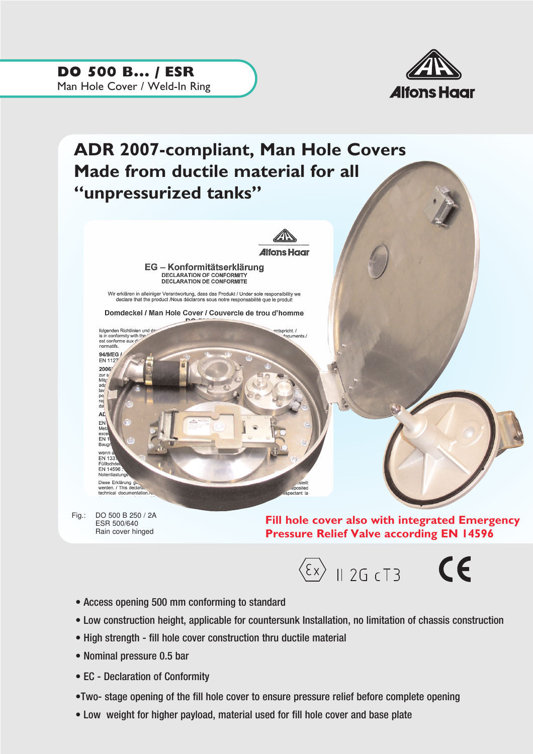# DO 500 B... / ESR

Man Hole Cover / Weld-In Ring

Alfons Haar

## ADR 2007-compliant, Man Hole Covers Made from ductile material for all "unpressurized tanks"

Fig.: DO 500 B 250 / 2A
ESR 500/640
Rain cover hinged

**Fill hole cover also with integrated Emergency Pressure Relief Valve according EN 14596**

Ex II 2G c T3 CE

- Access opening 500 mm conforming to standard
- Low construction height, applicable for countersunk Installation, no limitation of chassis construction
- High strength - fill hole cover construction thru ductile material
- Nominal pressure 0.5 bar
- EC - Declaration of Conformity
- Two- stage opening of the fill hole cover to ensure pressure relief before complete opening
- Low weight for higher payload, material used for fill hole cover and base plate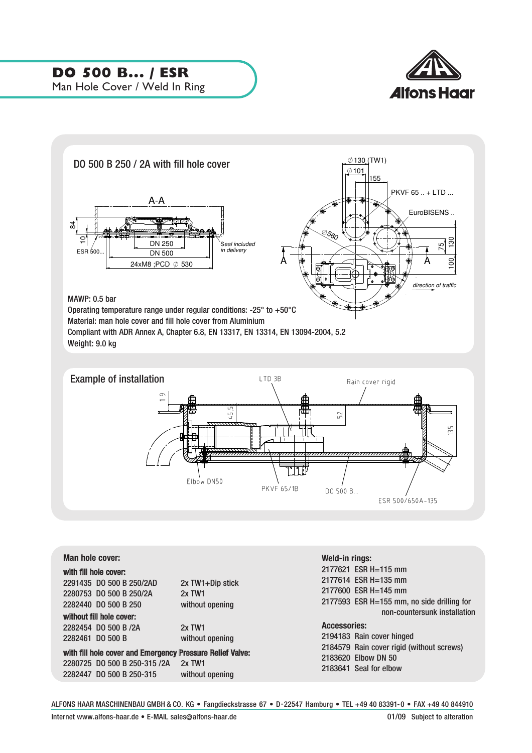# DO 500 B... / ESR

Man Hole Cover / Weld In Ring

## DO 500 B 250 / 2A with fill hole cover

A-A

84
10
ESR 500...
DN 250
DN 500
24xM8 ;PCD ⌀ 530
*Seal included in delivery*

⌀130 (TW1)
⌀101
155
PKVF 65 .. + LTD ...
EuroBISENS ..
⌀560
75
130
100
A
A
*direction of traffic*

MAWP: 0.5 bar
Operating temperature range under regular conditions: -25° to +50°C
Material: man hole cover and fill hole cover from Aluminium
Compliant with ADR Annex A, Chapter 6.8, EN 13317, EN 13314, EN 13094-2004, 5.2
Weight: 9.0 kg

## Example of installation

LTD 3B
Rain cover rigid
19
45,5
52
135
Elbow DN50
PKVF 65/1B
DO 500 B...
ESR 500/650A-135

**Man hole cover:**

**with fill hole cover:**

| | | |
|---|---|---|
| 2291435 | DO 500 B 250/2AD | 2x TW1+Dip stick |
| 2280753 | DO 500 B 250/2A | 2x TW1 |
| 2282440 | DO 500 B 250 | without opening |

**without fill hole cover:**

| | | |
|---|---|---|
| 2282454 | DO 500 B /2A | 2x TW1 |
| 2282461 | DO 500 B | without opening |

**with fill hole cover and Emergency Pressure Relief Valve:**

| | | |
|---|---|---|
| 2280725 | DO 500 B 250-315 /2A | 2x TW1 |
| 2282447 | DO 500 B 250-315 | without opening |

**Weld-in rings:**

2177621 ESR H=115 mm
2177614 ESR H=135 mm
2177600 ESR H=145 mm
2177593 ESR H=155 mm, no side drilling for non-countersunk installation

**Accessories:**

2194183 Rain cover hinged
2184579 Rain cover rigid (without screws)
2183620 Elbow DN 50
2183641 Seal for elbow

ALFONS HAAR MASCHINENBAU GMBH & CO. KG • Fangdieckstrasse 67 • D-22547 Hamburg • TEL +49 40 83391-0 • FAX +49 40 844910
Internet www.alfons-haar.de • E-MAIL sales@alfons-haar.de
01/09 Subject to alteration